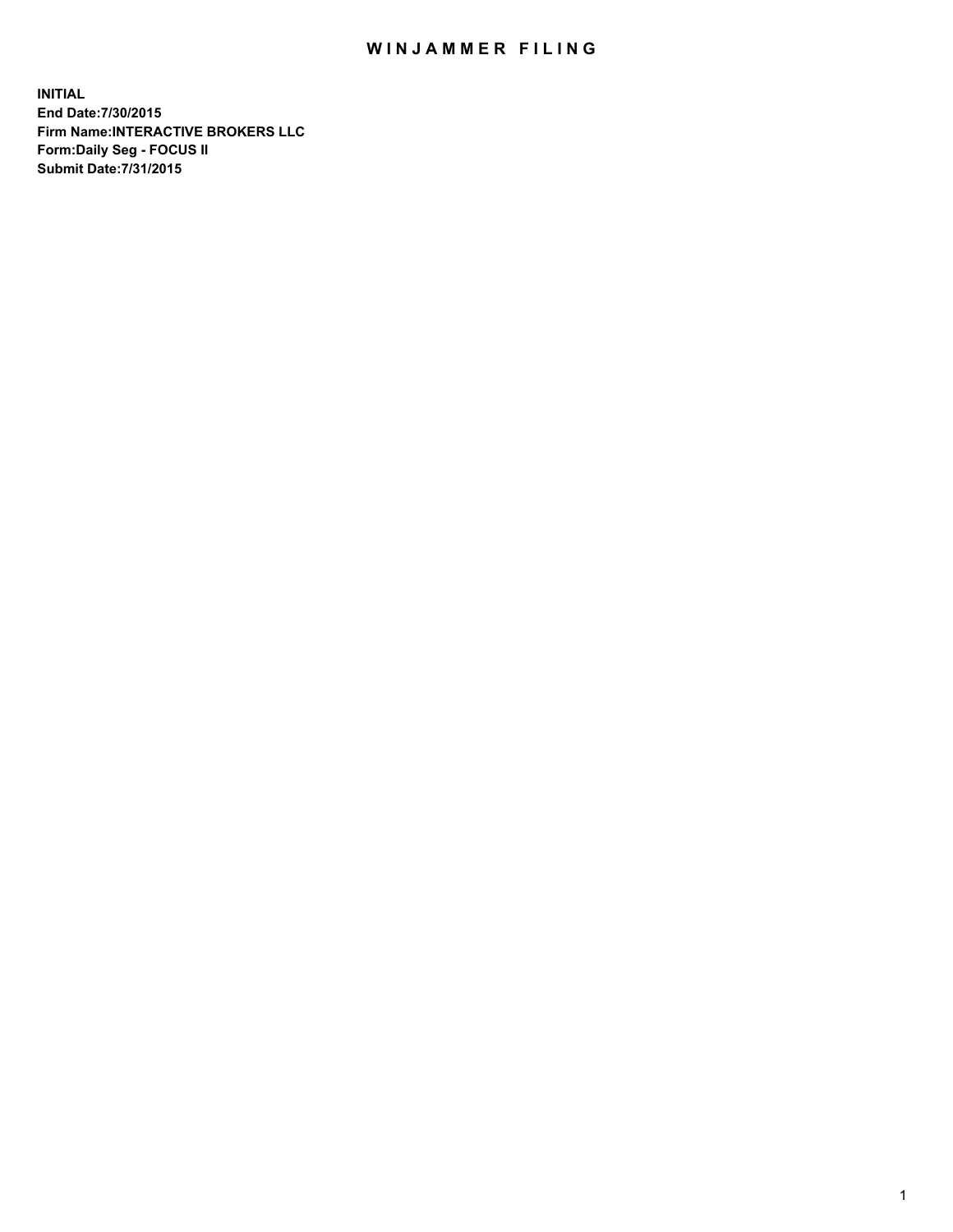# WINJAMMER FILING

**INITIAL**
**End Date:7/30/2015**
**Firm Name:INTERACTIVE BROKERS LLC**
**Form:Daily Seg - FOCUS II**
**Submit Date:7/31/2015**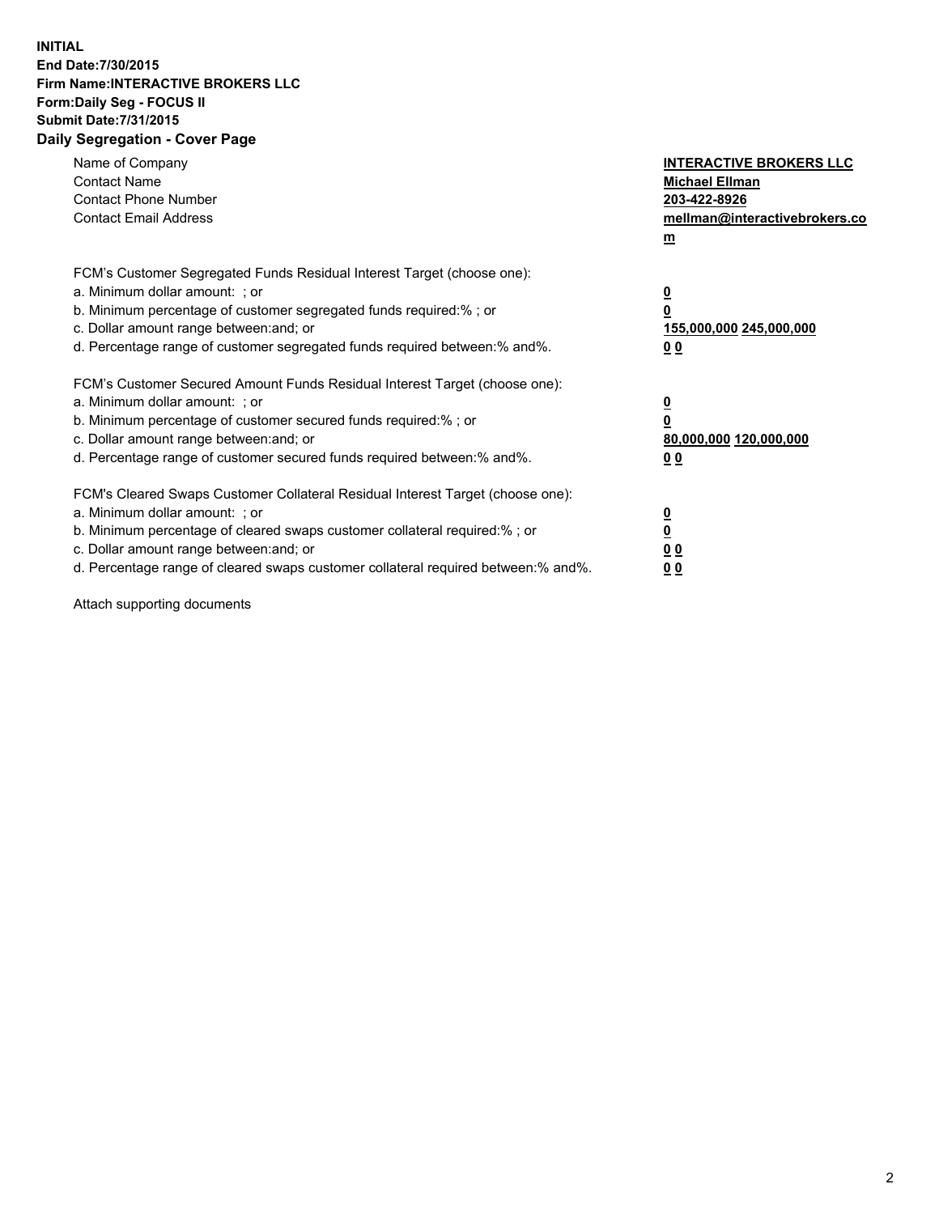**INITIAL**
**End Date:7/30/2015**
**Firm Name:INTERACTIVE BROKERS LLC**
**Form:Daily Seg - FOCUS II**
**Submit Date:7/31/2015**

## Daily Segregation - Cover Page

| | |
|---|---|
| Name of Company | **INTERACTIVE BROKERS LLC** |
| Contact Name | **Michael Ellman** |
| Contact Phone Number | **203-422-8926** |
| Contact Email Address | **mellman@interactivebrokers.com** |

FCM's Customer Segregated Funds Residual Interest Target (choose one):

| | |
|---|---|
| a. Minimum dollar amount: ; or | **0** |
| b. Minimum percentage of customer segregated funds required:% ; or | **0** |
| c. Dollar amount range between:and; or | **155,000,000 245,000,000** |
| d. Percentage range of customer segregated funds required between:% and%. | **0 0** |

FCM's Customer Secured Amount Funds Residual Interest Target (choose one):

| | |
|---|---|
| a. Minimum dollar amount: ; or | **0** |
| b. Minimum percentage of customer secured funds required:% ; or | **0** |
| c. Dollar amount range between:and; or | **80,000,000 120,000,000** |
| d. Percentage range of customer secured funds required between:% and%. | **0 0** |

FCM's Cleared Swaps Customer Collateral Residual Interest Target (choose one):

| | |
|---|---|
| a. Minimum dollar amount: ; or | **0** |
| b. Minimum percentage of cleared swaps customer collateral required:% ; or | **0** |
| c. Dollar amount range between:and; or | **0 0** |
| d. Percentage range of cleared swaps customer collateral required between:% and%. | **0 0** |

Attach supporting documents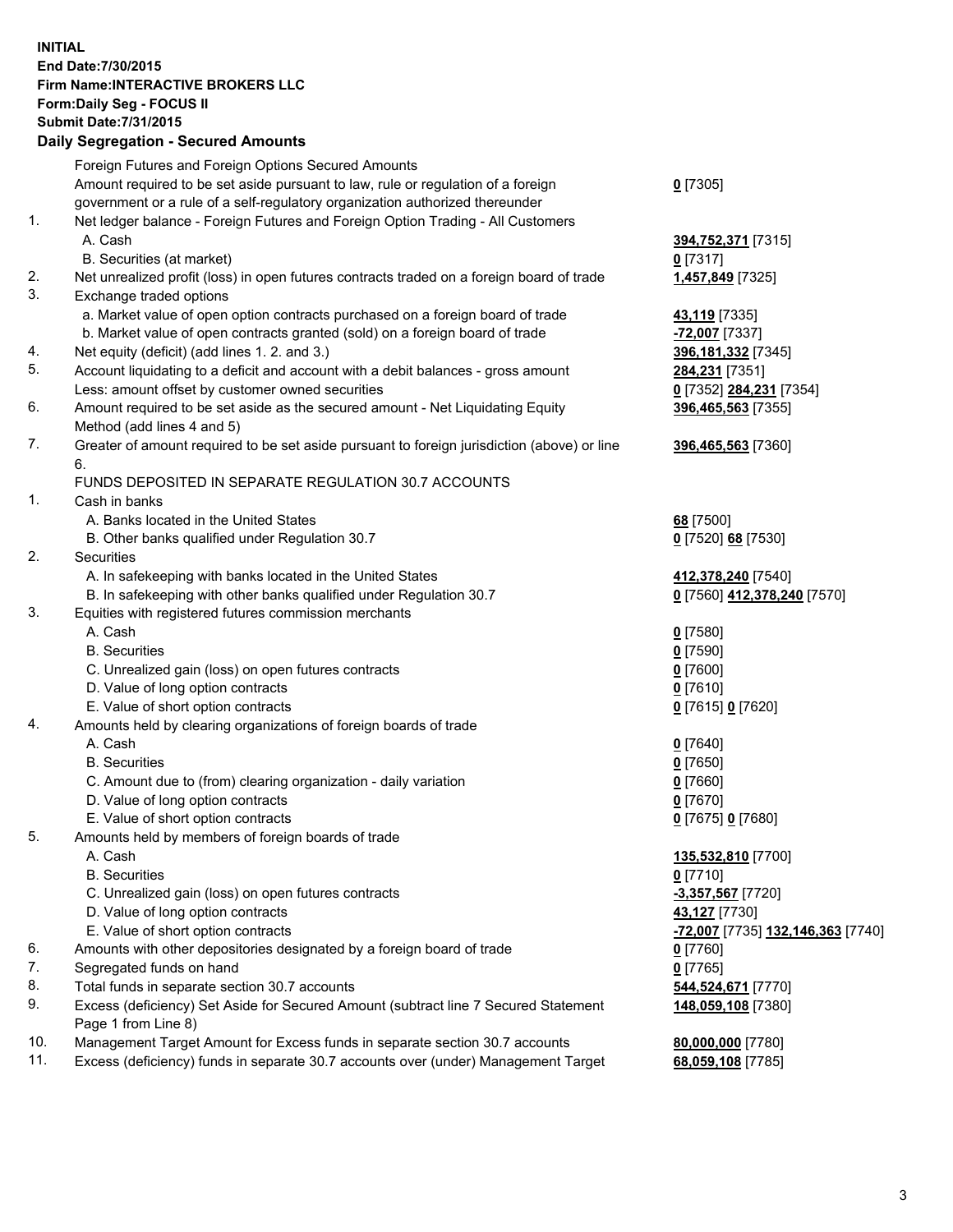**INITIAL**
**End Date:7/30/2015**
**Firm Name:INTERACTIVE BROKERS LLC**
**Form:Daily Seg - FOCUS II**
**Submit Date:7/31/2015**

**Daily Segregation - Secured Amounts**

| | | |
|---|---|---|
| | Foreign Futures and Foreign Options Secured Amounts | |
| | Amount required to be set aside pursuant to law, rule or regulation of a foreign government or a rule of a self-regulatory organization authorized thereunder | **0** [7305] |
| 1. | Net ledger balance - Foreign Futures and Foreign Option Trading - All Customers | |
| | A. Cash | **394,752,371** [7315] |
| | B. Securities (at market) | **0** [7317] |
| 2. | Net unrealized profit (loss) in open futures contracts traded on a foreign board of trade | **1,457,849** [7325] |
| 3. | Exchange traded options | |
| | a. Market value of open option contracts purchased on a foreign board of trade | **43,119** [7335] |
| | b. Market value of open contracts granted (sold) on a foreign board of trade | **-72,007** [7337] |
| 4. | Net equity (deficit) (add lines 1. 2. and 3.) | **396,181,332** [7345] |
| 5. | Account liquidating to a deficit and account with a debit balances - gross amount | **284,231** [7351] |
| | Less: amount offset by customer owned securities | **0** [7352] **284,231** [7354] |
| 6. | Amount required to be set aside as the secured amount - Net Liquidating Equity Method (add lines 4 and 5) | **396,465,563** [7355] |
| 7. | Greater of amount required to be set aside pursuant to foreign jurisdiction (above) or line 6. | **396,465,563** [7360] |
| | FUNDS DEPOSITED IN SEPARATE REGULATION 30.7 ACCOUNTS | |
| 1. | Cash in banks | |
| | A. Banks located in the United States | **68** [7500] |
| | B. Other banks qualified under Regulation 30.7 | **0** [7520] **68** [7530] |
| 2. | Securities | |
| | A. In safekeeping with banks located in the United States | **412,378,240** [7540] |
| | B. In safekeeping with other banks qualified under Regulation 30.7 | **0** [7560] **412,378,240** [7570] |
| 3. | Equities with registered futures commission merchants | |
| | A. Cash | **0** [7580] |
| | B. Securities | **0** [7590] |
| | C. Unrealized gain (loss) on open futures contracts | **0** [7600] |
| | D. Value of long option contracts | **0** [7610] |
| | E. Value of short option contracts | **0** [7615] **0** [7620] |
| 4. | Amounts held by clearing organizations of foreign boards of trade | |
| | A. Cash | **0** [7640] |
| | B. Securities | **0** [7650] |
| | C. Amount due to (from) clearing organization - daily variation | **0** [7660] |
| | D. Value of long option contracts | **0** [7670] |
| | E. Value of short option contracts | **0** [7675] **0** [7680] |
| 5. | Amounts held by members of foreign boards of trade | |
| | A. Cash | **135,532,810** [7700] |
| | B. Securities | **0** [7710] |
| | C. Unrealized gain (loss) on open futures contracts | **-3,357,567** [7720] |
| | D. Value of long option contracts | **43,127** [7730] |
| | E. Value of short option contracts | **-72,007** [7735] **132,146,363** [7740] |
| 6. | Amounts with other depositories designated by a foreign board of trade | **0** [7760] |
| 7. | Segregated funds on hand | **0** [7765] |
| 8. | Total funds in separate section 30.7 accounts | **544,524,671** [7770] |
| 9. | Excess (deficiency) Set Aside for Secured Amount (subtract line 7 Secured Statement Page 1 from Line 8) | **148,059,108** [7380] |
| 10. | Management Target Amount for Excess funds in separate section 30.7 accounts | **80,000,000** [7780] |
| 11. | Excess (deficiency) funds in separate 30.7 accounts over (under) Management Target | **68,059,108** [7785] |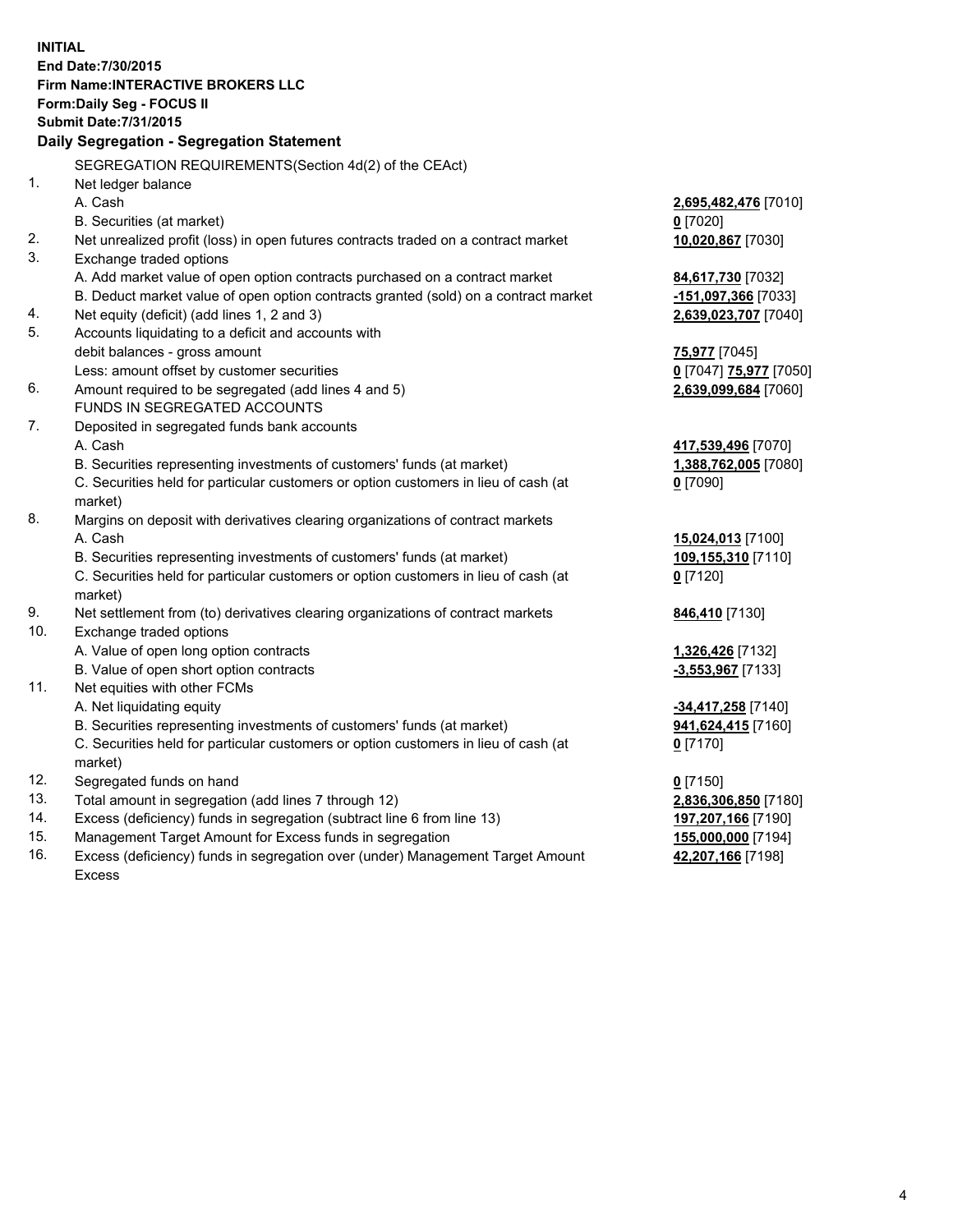**INITIAL**
**End Date:7/30/2015**
**Firm Name:INTERACTIVE BROKERS LLC**
**Form:Daily Seg - FOCUS II**
**Submit Date:7/31/2015**

## Daily Segregation - Segregation Statement

SEGREGATION REQUIREMENTS(Section 4d(2) of the CEAct)

| | | |
|---|---|---|
| 1. | Net ledger balance | |
| | A. Cash | **2,695,482,476** [7010] |
| | B. Securities (at market) | **0** [7020] |
| 2. | Net unrealized profit (loss) in open futures contracts traded on a contract market | **10,020,867** [7030] |
| 3. | Exchange traded options | |
| | A. Add market value of open option contracts purchased on a contract market | **84,617,730** [7032] |
| | B. Deduct market value of open option contracts granted (sold) on a contract market | **-151,097,366** [7033] |
| 4. | Net equity (deficit) (add lines 1, 2 and 3) | **2,639,023,707** [7040] |
| 5. | Accounts liquidating to a deficit and accounts with | |
| | debit balances - gross amount | **75,977** [7045] |
| | Less: amount offset by customer securities | **0** [7047] **75,977** [7050] |
| 6. | Amount required to be segregated (add lines 4 and 5) | **2,639,099,684** [7060] |
| | FUNDS IN SEGREGATED ACCOUNTS | |
| 7. | Deposited in segregated funds bank accounts | |
| | A. Cash | **417,539,496** [7070] |
| | B. Securities representing investments of customers' funds (at market) | **1,388,762,005** [7080] |
| | C. Securities held for particular customers or option customers in lieu of cash (at market) | **0** [7090] |
| 8. | Margins on deposit with derivatives clearing organizations of contract markets | |
| | A. Cash | **15,024,013** [7100] |
| | B. Securities representing investments of customers' funds (at market) | **109,155,310** [7110] |
| | C. Securities held for particular customers or option customers in lieu of cash (at market) | **0** [7120] |
| 9. | Net settlement from (to) derivatives clearing organizations of contract markets | **846,410** [7130] |
| 10. | Exchange traded options | |
| | A. Value of open long option contracts | **1,326,426** [7132] |
| | B. Value of open short option contracts | **-3,553,967** [7133] |
| 11. | Net equities with other FCMs | |
| | A. Net liquidating equity | **-34,417,258** [7140] |
| | B. Securities representing investments of customers' funds (at market) | **941,624,415** [7160] |
| | C. Securities held for particular customers or option customers in lieu of cash (at market) | **0** [7170] |
| 12. | Segregated funds on hand | **0** [7150] |
| 13. | Total amount in segregation (add lines 7 through 12) | **2,836,306,850** [7180] |
| 14. | Excess (deficiency) funds in segregation (subtract line 6 from line 13) | **197,207,166** [7190] |
| 15. | Management Target Amount for Excess funds in segregation | **155,000,000** [7194] |
| 16. | Excess (deficiency) funds in segregation over (under) Management Target Amount Excess | **42,207,166** [7198] |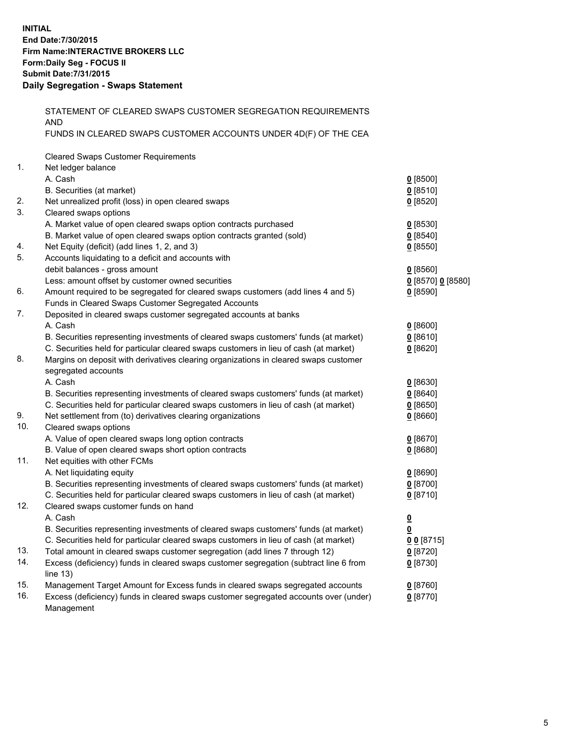**INITIAL**
**End Date:7/30/2015**
**Firm Name:INTERACTIVE BROKERS LLC**
**Form:Daily Seg - FOCUS II**
**Submit Date:7/31/2015**
**Daily Segregation - Swaps Statement**

STATEMENT OF CLEARED SWAPS CUSTOMER SEGREGATION REQUIREMENTS AND FUNDS IN CLEARED SWAPS CUSTOMER ACCOUNTS UNDER 4D(F) OF THE CEA

| | | |
|---|---|---|
| | Cleared Swaps Customer Requirements | |
| 1. | Net ledger balance | |
| | A. Cash | 0 [8500] |
| | B. Securities (at market) | 0 [8510] |
| 2. | Net unrealized profit (loss) in open cleared swaps | 0 [8520] |
| 3. | Cleared swaps options | |
| | A. Market value of open cleared swaps option contracts purchased | 0 [8530] |
| | B. Market value of open cleared swaps option contracts granted (sold) | 0 [8540] |
| 4. | Net Equity (deficit) (add lines 1, 2, and 3) | 0 [8550] |
| 5. | Accounts liquidating to a deficit and accounts with | |
| | debit balances - gross amount | 0 [8560] |
| | Less: amount offset by customer owned securities | 0 [8570] 0 [8580] |
| 6. | Amount required to be segregated for cleared swaps customers (add lines 4 and 5) | 0 [8590] |
| | Funds in Cleared Swaps Customer Segregated Accounts | |
| 7. | Deposited in cleared swaps customer segregated accounts at banks | |
| | A. Cash | 0 [8600] |
| | B. Securities representing investments of cleared swaps customers' funds (at market) | 0 [8610] |
| | C. Securities held for particular cleared swaps customers in lieu of cash (at market) | 0 [8620] |
| 8. | Margins on deposit with derivatives clearing organizations in cleared swaps customer segregated accounts | |
| | A. Cash | 0 [8630] |
| | B. Securities representing investments of cleared swaps customers' funds (at market) | 0 [8640] |
| | C. Securities held for particular cleared swaps customers in lieu of cash (at market) | 0 [8650] |
| 9. | Net settlement from (to) derivatives clearing organizations | 0 [8660] |
| 10. | Cleared swaps options | |
| | A. Value of open cleared swaps long option contracts | 0 [8670] |
| | B. Value of open cleared swaps short option contracts | 0 [8680] |
| 11. | Net equities with other FCMs | |
| | A. Net liquidating equity | 0 [8690] |
| | B. Securities representing investments of cleared swaps customers' funds (at market) | 0 [8700] |
| | C. Securities held for particular cleared swaps customers in lieu of cash (at market) | 0 [8710] |
| 12. | Cleared swaps customer funds on hand | |
| | A. Cash | 0 |
| | B. Securities representing investments of cleared swaps customers' funds (at market) | 0 |
| | C. Securities held for particular cleared swaps customers in lieu of cash (at market) | 0 0 [8715] |
| 13. | Total amount in cleared swaps customer segregation (add lines 7 through 12) | 0 [8720] |
| 14. | Excess (deficiency) funds in cleared swaps customer segregation (subtract line 6 from line 13) | 0 [8730] |
| 15. | Management Target Amount for Excess funds in cleared swaps segregated accounts | 0 [8760] |
| 16. | Excess (deficiency) funds in cleared swaps customer segregated accounts over (under) Management | 0 [8770] |